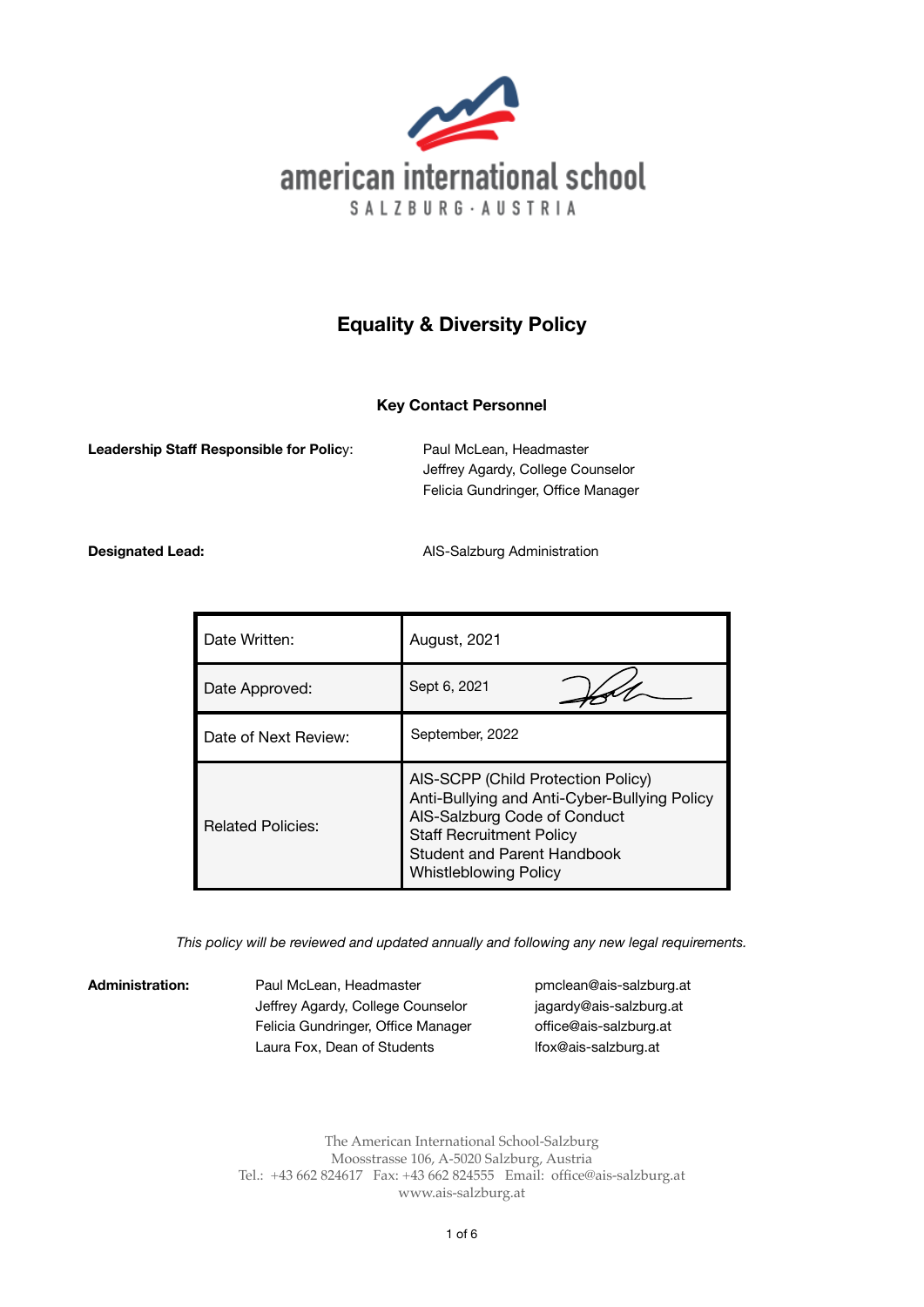american international school
SALZBURG · AUSTRIA

# Equality & Diversity Policy

### Key Contact Personnel

**Leadership Staff Responsible for Policy:** Paul McLean, Headmaster
Jeffrey Agardy, College Counselor
Felicia Gundringer, Office Manager

**Designated Lead:** AIS-Salzburg Administration

| | |
|---|---|
| Date Written: | August, 2021 |
| Date Approved: | Sept 6, 2021 |
| Date of Next Review: | September, 2022 |
| Related Policies: | AIS-SCPP (Child Protection Policy)<br>Anti-Bullying and Anti-Cyber-Bullying Policy<br>AIS-Salzburg Code of Conduct<br>Staff Recruitment Policy<br>Student and Parent Handbook<br>Whistleblowing Policy |

*This policy will be reviewed and updated annually and following any new legal requirements.*

**Administration:**

| | |
|---|---|
| Paul McLean, Headmaster | pmclean@ais-salzburg.at |
| Jeffrey Agardy, College Counselor | jagardy@ais-salzburg.at |
| Felicia Gundringer, Office Manager | office@ais-salzburg.at |
| Laura Fox, Dean of Students | lfox@ais-salzburg.at |

The American International School-Salzburg
Moosstrasse 106, A-5020 Salzburg, Austria
Tel.: +43 662 824617 Fax: +43 662 824555 Email: office@ais-salzburg.at
www.ais-salzburg.at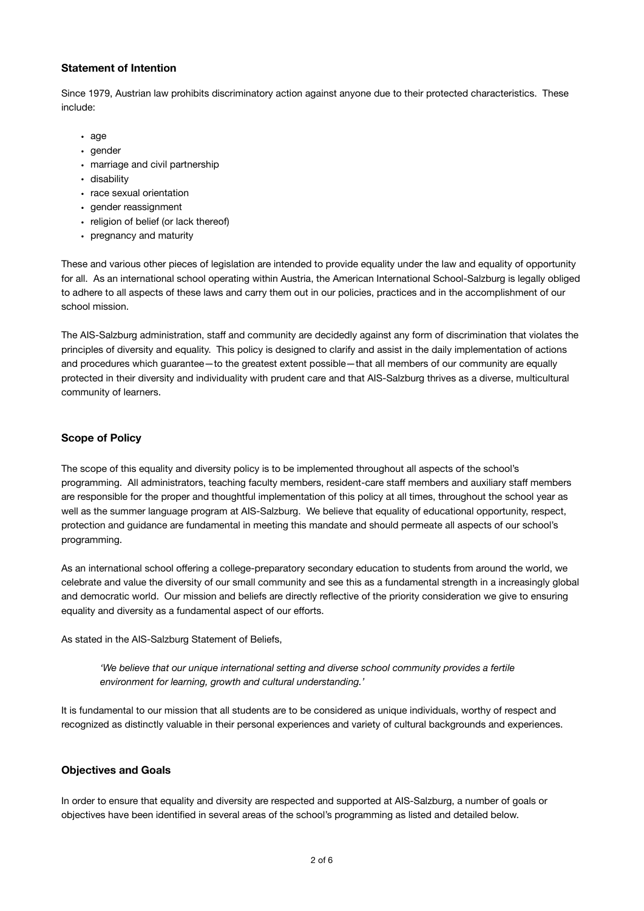### Statement of Intention

Since 1979, Austrian law prohibits discriminatory action against anyone due to their protected characteristics. These include:

- age
- gender
- marriage and civil partnership
- disability
- race sexual orientation
- gender reassignment
- religion of belief (or lack thereof)
- pregnancy and maturity

These and various other pieces of legislation are intended to provide equality under the law and equality of opportunity for all. As an international school operating within Austria, the American International School-Salzburg is legally obliged to adhere to all aspects of these laws and carry them out in our policies, practices and in the accomplishment of our school mission.

The AIS-Salzburg administration, staff and community are decidedly against any form of discrimination that violates the principles of diversity and equality. This policy is designed to clarify and assist in the daily implementation of actions and procedures which guarantee—to the greatest extent possible—that all members of our community are equally protected in their diversity and individuality with prudent care and that AIS-Salzburg thrives as a diverse, multicultural community of learners.

### Scope of Policy

The scope of this equality and diversity policy is to be implemented throughout all aspects of the school's programming. All administrators, teaching faculty members, resident-care staff members and auxiliary staff members are responsible for the proper and thoughtful implementation of this policy at all times, throughout the school year as well as the summer language program at AIS-Salzburg. We believe that equality of educational opportunity, respect, protection and guidance are fundamental in meeting this mandate and should permeate all aspects of our school's programming.

As an international school offering a college-preparatory secondary education to students from around the world, we celebrate and value the diversity of our small community and see this as a fundamental strength in a increasingly global and democratic world. Our mission and beliefs are directly reflective of the priority consideration we give to ensuring equality and diversity as a fundamental aspect of our efforts.

As stated in the AIS-Salzburg Statement of Beliefs,

> *'We believe that our unique international setting and diverse school community provides a fertile environment for learning, growth and cultural understanding.'*

It is fundamental to our mission that all students are to be considered as unique individuals, worthy of respect and recognized as distinctly valuable in their personal experiences and variety of cultural backgrounds and experiences.

### Objectives and Goals

In order to ensure that equality and diversity are respected and supported at AIS-Salzburg, a number of goals or objectives have been identified in several areas of the school's programming as listed and detailed below.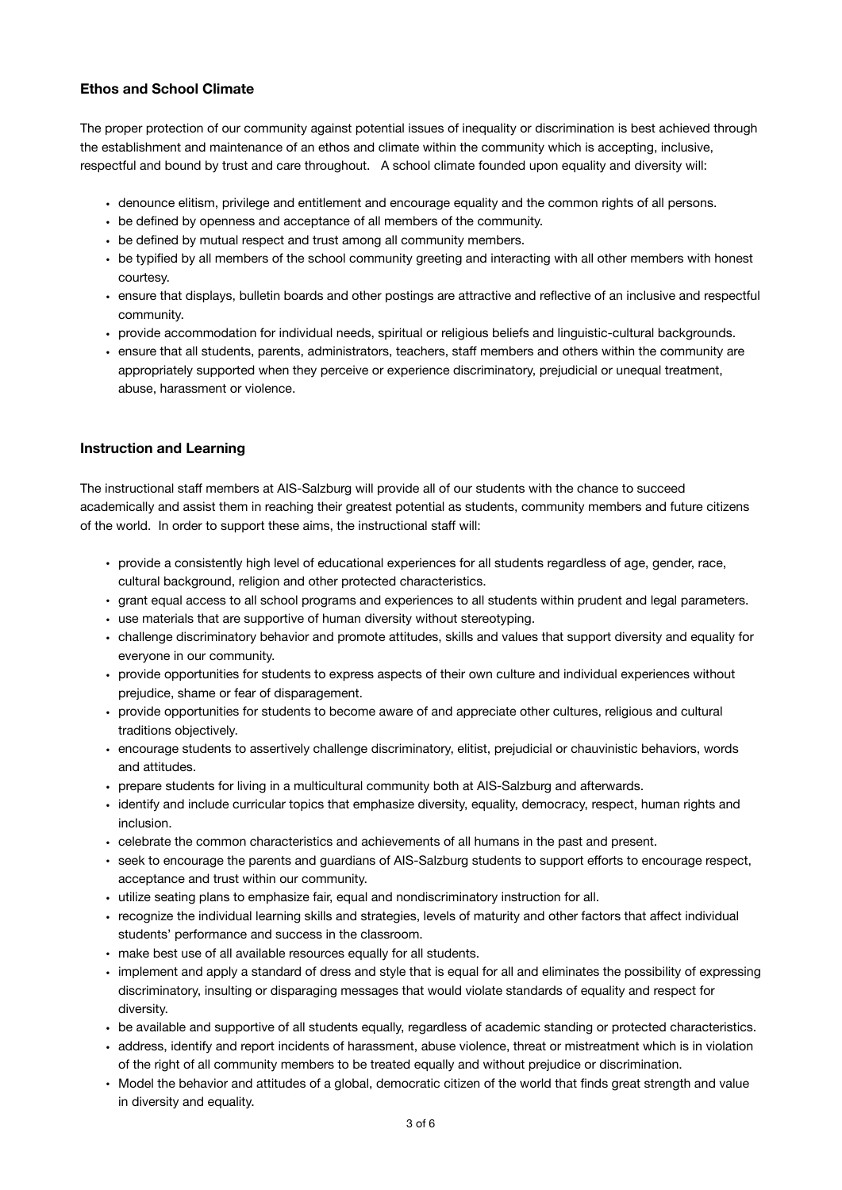**Ethos and School Climate**

The proper protection of our community against potential issues of inequality or discrimination is best achieved through the establishment and maintenance of an ethos and climate within the community which is accepting, inclusive, respectful and bound by trust and care throughout. A school climate founded upon equality and diversity will:

- denounce elitism, privilege and entitlement and encourage equality and the common rights of all persons.
- be defined by openness and acceptance of all members of the community.
- be defined by mutual respect and trust among all community members.
- be typified by all members of the school community greeting and interacting with all other members with honest courtesy.
- ensure that displays, bulletin boards and other postings are attractive and reflective of an inclusive and respectful community.
- provide accommodation for individual needs, spiritual or religious beliefs and linguistic-cultural backgrounds.
- ensure that all students, parents, administrators, teachers, staff members and others within the community are appropriately supported when they perceive or experience discriminatory, prejudicial or unequal treatment, abuse, harassment or violence.

**Instruction and Learning**

The instructional staff members at AIS-Salzburg will provide all of our students with the chance to succeed academically and assist them in reaching their greatest potential as students, community members and future citizens of the world. In order to support these aims, the instructional staff will:

- provide a consistently high level of educational experiences for all students regardless of age, gender, race, cultural background, religion and other protected characteristics.
- grant equal access to all school programs and experiences to all students within prudent and legal parameters.
- use materials that are supportive of human diversity without stereotyping.
- challenge discriminatory behavior and promote attitudes, skills and values that support diversity and equality for everyone in our community.
- provide opportunities for students to express aspects of their own culture and individual experiences without prejudice, shame or fear of disparagement.
- provide opportunities for students to become aware of and appreciate other cultures, religious and cultural traditions objectively.
- encourage students to assertively challenge discriminatory, elitist, prejudicial or chauvinistic behaviors, words and attitudes.
- prepare students for living in a multicultural community both at AIS-Salzburg and afterwards.
- identify and include curricular topics that emphasize diversity, equality, democracy, respect, human rights and inclusion.
- celebrate the common characteristics and achievements of all humans in the past and present.
- seek to encourage the parents and guardians of AIS-Salzburg students to support efforts to encourage respect, acceptance and trust within our community.
- utilize seating plans to emphasize fair, equal and nondiscriminatory instruction for all.
- recognize the individual learning skills and strategies, levels of maturity and other factors that affect individual students' performance and success in the classroom.
- make best use of all available resources equally for all students.
- implement and apply a standard of dress and style that is equal for all and eliminates the possibility of expressing discriminatory, insulting or disparaging messages that would violate standards of equality and respect for diversity.
- be available and supportive of all students equally, regardless of academic standing or protected characteristics.
- address, identify and report incidents of harassment, abuse violence, threat or mistreatment which is in violation of the right of all community members to be treated equally and without prejudice or discrimination.
- Model the behavior and attitudes of a global, democratic citizen of the world that finds great strength and value in diversity and equality.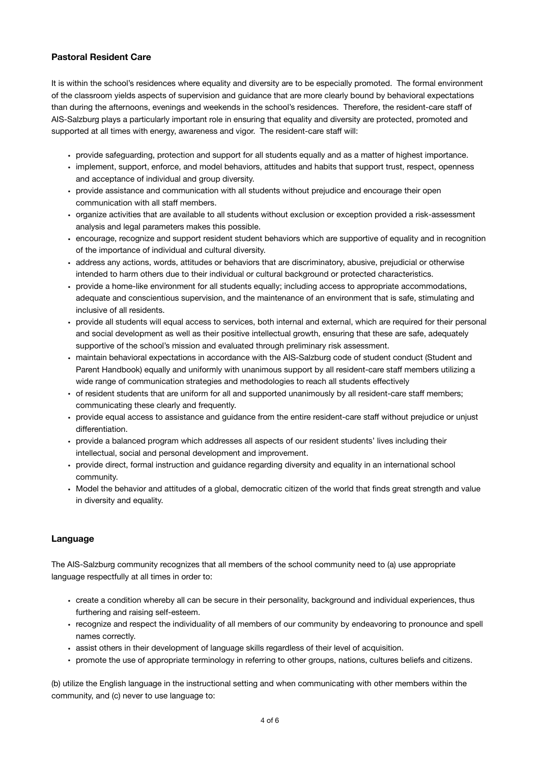**Pastoral Resident Care**

It is within the school's residences where equality and diversity are to be especially promoted. The formal environment of the classroom yields aspects of supervision and guidance that are more clearly bound by behavioral expectations than during the afternoons, evenings and weekends in the school's residences. Therefore, the resident-care staff of AIS-Salzburg plays a particularly important role in ensuring that equality and diversity are protected, promoted and supported at all times with energy, awareness and vigor. The resident-care staff will:

- provide safeguarding, protection and support for all students equally and as a matter of highest importance.
- implement, support, enforce, and model behaviors, attitudes and habits that support trust, respect, openness and acceptance of individual and group diversity.
- provide assistance and communication with all students without prejudice and encourage their open communication with all staff members.
- organize activities that are available to all students without exclusion or exception provided a risk-assessment analysis and legal parameters makes this possible.
- encourage, recognize and support resident student behaviors which are supportive of equality and in recognition of the importance of individual and cultural diversity.
- address any actions, words, attitudes or behaviors that are discriminatory, abusive, prejudicial or otherwise intended to harm others due to their individual or cultural background or protected characteristics.
- provide a home-like environment for all students equally; including access to appropriate accommodations, adequate and conscientious supervision, and the maintenance of an environment that is safe, stimulating and inclusive of all residents.
- provide all students will equal access to services, both internal and external, which are required for their personal and social development as well as their positive intellectual growth, ensuring that these are safe, adequately supportive of the school's mission and evaluated through preliminary risk assessment.
- maintain behavioral expectations in accordance with the AIS-Salzburg code of student conduct (Student and Parent Handbook) equally and uniformly with unanimous support by all resident-care staff members utilizing a wide range of communication strategies and methodologies to reach all students effectively
- of resident students that are uniform for all and supported unanimously by all resident-care staff members; communicating these clearly and frequently.
- provide equal access to assistance and guidance from the entire resident-care staff without prejudice or unjust differentiation.
- provide a balanced program which addresses all aspects of our resident students' lives including their intellectual, social and personal development and improvement.
- provide direct, formal instruction and guidance regarding diversity and equality in an international school community.
- Model the behavior and attitudes of a global, democratic citizen of the world that finds great strength and value in diversity and equality.

**Language**

The AIS-Salzburg community recognizes that all members of the school community need to (a) use appropriate language respectfully at all times in order to:

- create a condition whereby all can be secure in their personality, background and individual experiences, thus furthering and raising self-esteem.
- recognize and respect the individuality of all members of our community by endeavoring to pronounce and spell names correctly.
- assist others in their development of language skills regardless of their level of acquisition.
- promote the use of appropriate terminology in referring to other groups, nations, cultures beliefs and citizens.

(b) utilize the English language in the instructional setting and when communicating with other members within the community, and (c) never to use language to: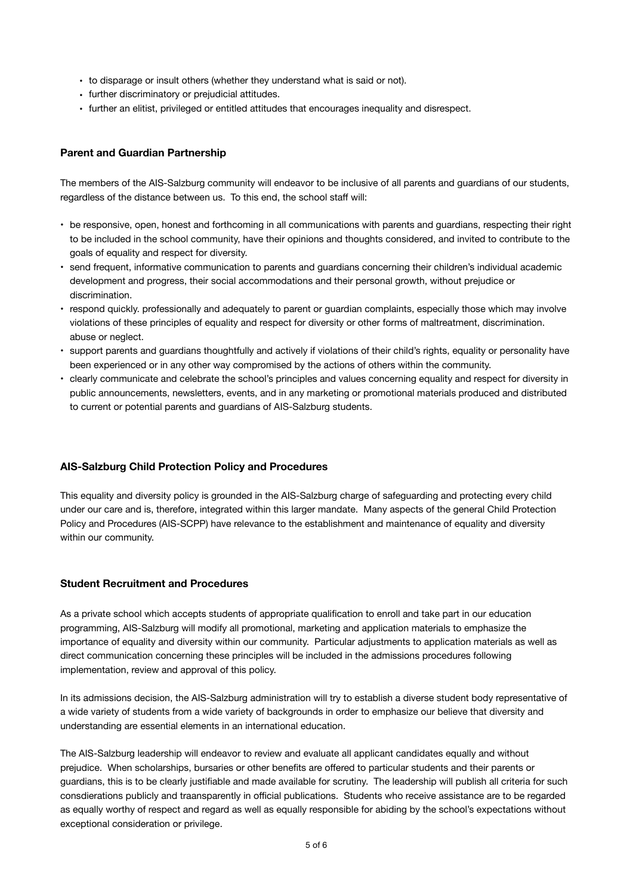- to disparage or insult others (whether they understand what is said or not).
- further discriminatory or prejudicial attitudes.
- further an elitist, privileged or entitled attitudes that encourages inequality and disrespect.

**Parent and Guardian Partnership**

The members of the AIS-Salzburg community will endeavor to be inclusive of all parents and guardians of our students, regardless of the distance between us. To this end, the school staff will:

- be responsive, open, honest and forthcoming in all communications with parents and guardians, respecting their right to be included in the school community, have their opinions and thoughts considered, and invited to contribute to the goals of equality and respect for diversity.
- send frequent, informative communication to parents and guardians concerning their children's individual academic development and progress, their social accommodations and their personal growth, without prejudice or discrimination.
- respond quickly. professionally and adequately to parent or guardian complaints, especially those which may involve violations of these principles of equality and respect for diversity or other forms of maltreatment, discrimination. abuse or neglect.
- support parents and guardians thoughtfully and actively if violations of their child's rights, equality or personality have been experienced or in any other way compromised by the actions of others within the community.
- clearly communicate and celebrate the school's principles and values concerning equality and respect for diversity in public announcements, newsletters, events, and in any marketing or promotional materials produced and distributed to current or potential parents and guardians of AIS-Salzburg students.

**AIS-Salzburg Child Protection Policy and Procedures**

This equality and diversity policy is grounded in the AIS-Salzburg charge of safeguarding and protecting every child under our care and is, therefore, integrated within this larger mandate. Many aspects of the general Child Protection Policy and Procedures (AIS-SCPP) have relevance to the establishment and maintenance of equality and diversity within our community.

**Student Recruitment and Procedures**

As a private school which accepts students of appropriate qualification to enroll and take part in our education programming, AIS-Salzburg will modify all promotional, marketing and application materials to emphasize the importance of equality and diversity within our community. Particular adjustments to application materials as well as direct communication concerning these principles will be included in the admissions procedures following implementation, review and approval of this policy.

In its admissions decision, the AIS-Salzburg administration will try to establish a diverse student body representative of a wide variety of students from a wide variety of backgrounds in order to emphasize our believe that diversity and understanding are essential elements in an international education.

The AIS-Salzburg leadership will endeavor to review and evaluate all applicant candidates equally and without prejudice. When scholarships, bursaries or other benefits are offered to particular students and their parents or guardians, this is to be clearly justifiable and made available for scrutiny. The leadership will publish all criteria for such consdierations publicly and traansparently in official publications. Students who receive assistance are to be regarded as equally worthy of respect and regard as well as equally responsible for abiding by the school's expectations without exceptional consideration or privilege.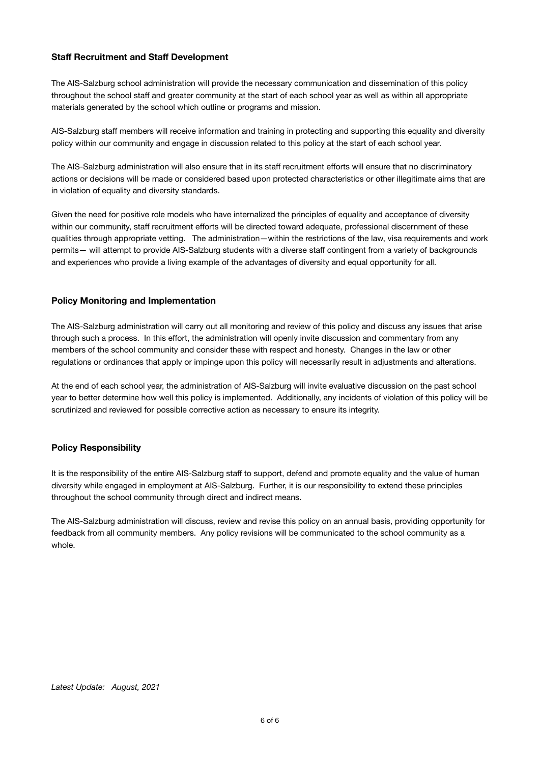### Staff Recruitment and Staff Development

The AIS-Salzburg school administration will provide the necessary communication and dissemination of this policy throughout the school staff and greater community at the start of each school year as well as within all appropriate materials generated by the school which outline or programs and mission.

AIS-Salzburg staff members will receive information and training in protecting and supporting this equality and diversity policy within our community and engage in discussion related to this policy at the start of each school year.

The AIS-Salzburg administration will also ensure that in its staff recruitment efforts will ensure that no discriminatory actions or decisions will be made or considered based upon protected characteristics or other illegitimate aims that are in violation of equality and diversity standards.

Given the need for positive role models who have internalized the principles of equality and acceptance of diversity within our community, staff recruitment efforts will be directed toward adequate, professional discernment of these qualities through appropriate vetting. The administration—within the restrictions of the law, visa requirements and work permits— will attempt to provide AIS-Salzburg students with a diverse staff contingent from a variety of backgrounds and experiences who provide a living example of the advantages of diversity and equal opportunity for all.

### Policy Monitoring and Implementation

The AIS-Salzburg administration will carry out all monitoring and review of this policy and discuss any issues that arise through such a process. In this effort, the administration will openly invite discussion and commentary from any members of the school community and consider these with respect and honesty. Changes in the law or other regulations or ordinances that apply or impinge upon this policy will necessarily result in adjustments and alterations.

At the end of each school year, the administration of AIS-Salzburg will invite evaluative discussion on the past school year to better determine how well this policy is implemented. Additionally, any incidents of violation of this policy will be scrutinized and reviewed for possible corrective action as necessary to ensure its integrity.

### Policy Responsibility

It is the responsibility of the entire AIS-Salzburg staff to support, defend and promote equality and the value of human diversity while engaged in employment at AIS-Salzburg. Further, it is our responsibility to extend these principles throughout the school community through direct and indirect means.

The AIS-Salzburg administration will discuss, review and revise this policy on an annual basis, providing opportunity for feedback from all community members. Any policy revisions will be communicated to the school community as a whole.

*Latest Update: August, 2021*